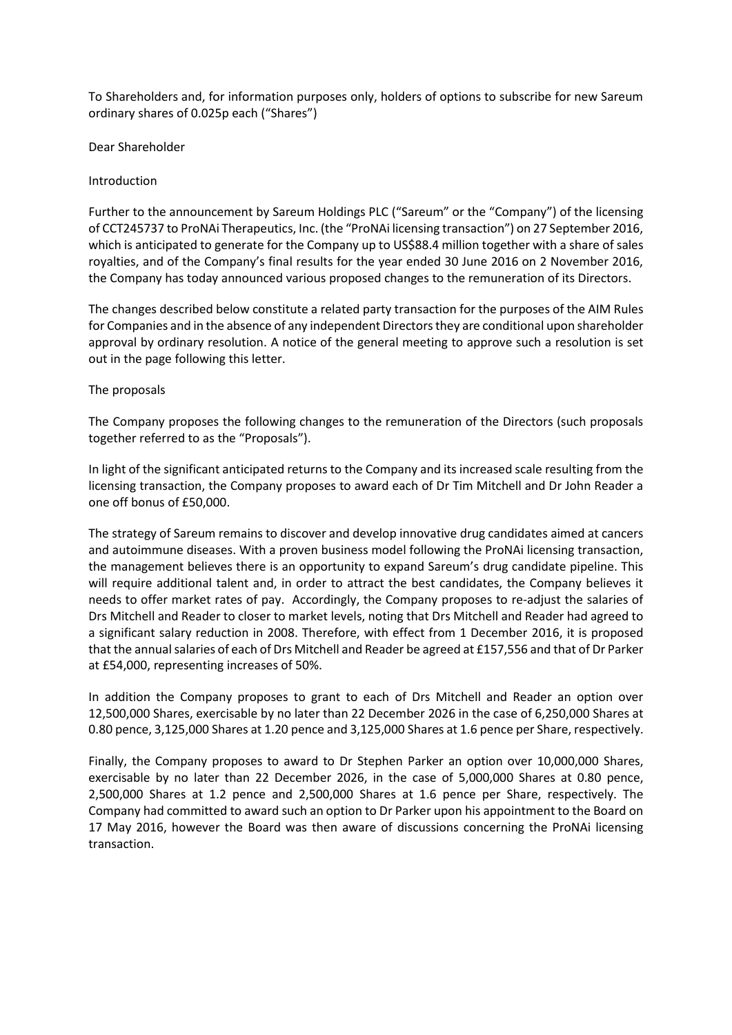To Shareholders and, for information purposes only, holders of options to subscribe for new Sareum ordinary shares of 0.025p each ("Shares")

Dear Shareholder

## Introduction

Further to the announcement by Sareum Holdings PLC ("Sareum" or the "Company") of the licensing of CCT245737 to ProNAi Therapeutics, Inc. (the "ProNAi licensing transaction") on 27 September 2016, which is anticipated to generate for the Company up to US$88.4 million together with a share of sales royalties, and of the Company's final results for the year ended 30 June 2016 on 2 November 2016, the Company has today announced various proposed changes to the remuneration of its Directors.

The changes described below constitute a related party transaction for the purposes of the AIM Rules for Companies and in the absence of any independent Directors they are conditional upon shareholder approval by ordinary resolution. A notice of the general meeting to approve such a resolution is set out in the page following this letter.

## The proposals

The Company proposes the following changes to the remuneration of the Directors (such proposals together referred to as the "Proposals").

In light of the significant anticipated returns to the Company and its increased scale resulting from the licensing transaction, the Company proposes to award each of Dr Tim Mitchell and Dr John Reader a one off bonus of £50,000.

The strategy of Sareum remains to discover and develop innovative drug candidates aimed at cancers and autoimmune diseases. With a proven business model following the ProNAi licensing transaction, the management believes there is an opportunity to expand Sareum's drug candidate pipeline. This will require additional talent and, in order to attract the best candidates, the Company believes it needs to offer market rates of pay. Accordingly, the Company proposes to re-adjust the salaries of Drs Mitchell and Reader to closer to market levels, noting that Drs Mitchell and Reader had agreed to a significant salary reduction in 2008. Therefore, with effect from 1 December 2016, it is proposed that the annual salaries of each of Drs Mitchell and Reader be agreed at £157,556 and that of Dr Parker at £54,000, representing increases of 50%.

In addition the Company proposes to grant to each of Drs Mitchell and Reader an option over 12,500,000 Shares, exercisable by no later than 22 December 2026 in the case of 6,250,000 Shares at 0.80 pence, 3,125,000 Shares at 1.20 pence and 3,125,000 Shares at 1.6 pence per Share, respectively.

Finally, the Company proposes to award to Dr Stephen Parker an option over 10,000,000 Shares, exercisable by no later than 22 December 2026, in the case of 5,000,000 Shares at 0.80 pence, 2,500,000 Shares at 1.2 pence and 2,500,000 Shares at 1.6 pence per Share, respectively. The Company had committed to award such an option to Dr Parker upon his appointment to the Board on 17 May 2016, however the Board was then aware of discussions concerning the ProNAi licensing transaction.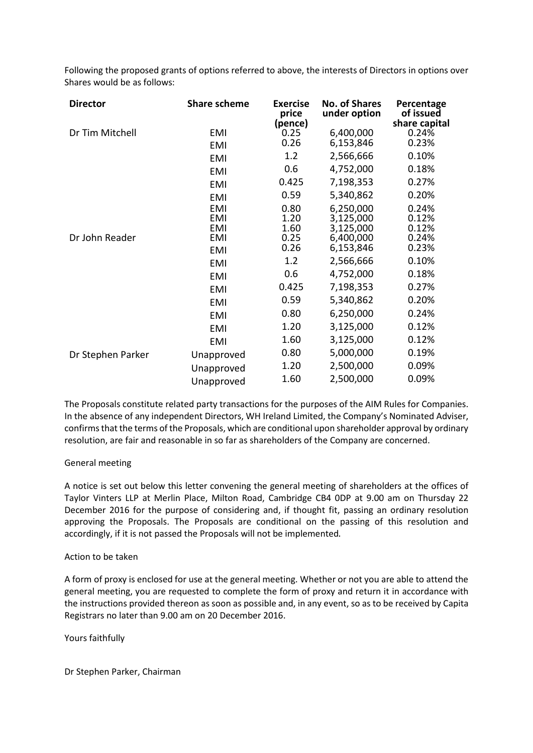Following the proposed grants of options referred to above, the interests of Directors in options over Shares would be as follows:

| Director | Share scheme | Exercise price (pence) | No. of Shares under option | Percentage of issued share capital |
|---|---|---|---|---|
| Dr Tim Mitchell | EMI | 0.25 | 6,400,000 | 0.24% |
| | EMI | 0.26 | 6,153,846 | 0.23% |
| | EMI | 1.2 | 2,566,666 | 0.10% |
| | EMI | 0.6 | 4,752,000 | 0.18% |
| | EMI | 0.425 | 7,198,353 | 0.27% |
| | EMI | 0.59 | 5,340,862 | 0.20% |
| | EMI | 0.80 | 6,250,000 | 0.24% |
| | EMI | 1.20 | 3,125,000 | 0.12% |
| | EMI | 1.60 | 3,125,000 | 0.12% |
| Dr John Reader | EMI | 0.25 | 6,400,000 | 0.24% |
| | EMI | 0.26 | 6,153,846 | 0.23% |
| | EMI | 1.2 | 2,566,666 | 0.10% |
| | EMI | 0.6 | 4,752,000 | 0.18% |
| | EMI | 0.425 | 7,198,353 | 0.27% |
| | EMI | 0.59 | 5,340,862 | 0.20% |
| | EMI | 0.80 | 6,250,000 | 0.24% |
| | EMI | 1.20 | 3,125,000 | 0.12% |
| | EMI | 1.60 | 3,125,000 | 0.12% |
| Dr Stephen Parker | Unapproved | 0.80 | 5,000,000 | 0.19% |
| | Unapproved | 1.20 | 2,500,000 | 0.09% |
| | Unapproved | 1.60 | 2,500,000 | 0.09% |

The Proposals constitute related party transactions for the purposes of the AIM Rules for Companies. In the absence of any independent Directors, WH Ireland Limited, the Company's Nominated Adviser, confirms that the terms of the Proposals, which are conditional upon shareholder approval by ordinary resolution, are fair and reasonable in so far as shareholders of the Company are concerned.

General meeting

A notice is set out below this letter convening the general meeting of shareholders at the offices of Taylor Vinters LLP at Merlin Place, Milton Road, Cambridge CB4 0DP at 9.00 am on Thursday 22 December 2016 for the purpose of considering and, if thought fit, passing an ordinary resolution approving the Proposals. The Proposals are conditional on the passing of this resolution and accordingly, if it is not passed the Proposals will not be implemented.

Action to be taken

A form of proxy is enclosed for use at the general meeting. Whether or not you are able to attend the general meeting, you are requested to complete the form of proxy and return it in accordance with the instructions provided thereon as soon as possible and, in any event, so as to be received by Capita Registrars no later than 9.00 am on 20 December 2016.

Yours faithfully

Dr Stephen Parker, Chairman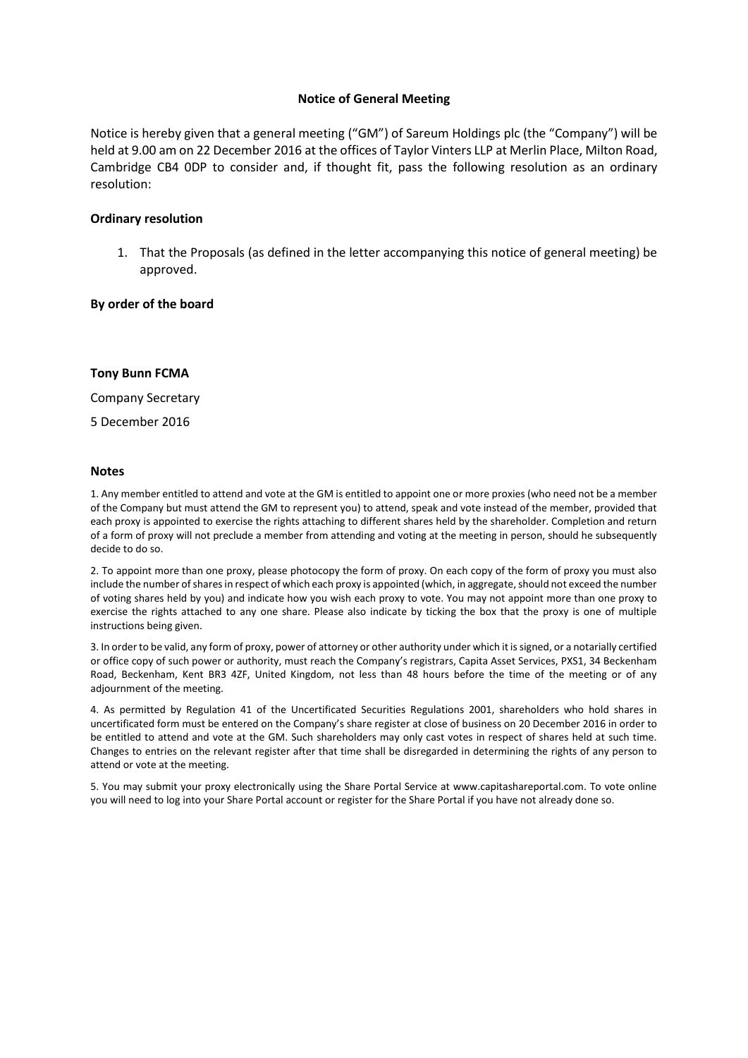# Notice of General Meeting

Notice is hereby given that a general meeting ("GM") of Sareum Holdings plc (the "Company") will be held at 9.00 am on 22 December 2016 at the offices of Taylor Vinters LLP at Merlin Place, Milton Road, Cambridge CB4 0DP to consider and, if thought fit, pass the following resolution as an ordinary resolution:

## Ordinary resolution

1. That the Proposals (as defined in the letter accompanying this notice of general meeting) be approved.

**By order of the board**

**Tony Bunn FCMA**

Company Secretary

5 December 2016

## Notes

1. Any member entitled to attend and vote at the GM is entitled to appoint one or more proxies (who need not be a member of the Company but must attend the GM to represent you) to attend, speak and vote instead of the member, provided that each proxy is appointed to exercise the rights attaching to different shares held by the shareholder. Completion and return of a form of proxy will not preclude a member from attending and voting at the meeting in person, should he subsequently decide to do so.

2. To appoint more than one proxy, please photocopy the form of proxy. On each copy of the form of proxy you must also include the number of shares in respect of which each proxy is appointed (which, in aggregate, should not exceed the number of voting shares held by you) and indicate how you wish each proxy to vote. You may not appoint more than one proxy to exercise the rights attached to any one share. Please also indicate by ticking the box that the proxy is one of multiple instructions being given.

3. In order to be valid, any form of proxy, power of attorney or other authority under which it is signed, or a notarially certified or office copy of such power or authority, must reach the Company's registrars, Capita Asset Services, PXS1, 34 Beckenham Road, Beckenham, Kent BR3 4ZF, United Kingdom, not less than 48 hours before the time of the meeting or of any adjournment of the meeting.

4. As permitted by Regulation 41 of the Uncertificated Securities Regulations 2001, shareholders who hold shares in uncertificated form must be entered on the Company's share register at close of business on 20 December 2016 in order to be entitled to attend and vote at the GM. Such shareholders may only cast votes in respect of shares held at such time. Changes to entries on the relevant register after that time shall be disregarded in determining the rights of any person to attend or vote at the meeting.

5. You may submit your proxy electronically using the Share Portal Service at www.capitashareportal.com. To vote online you will need to log into your Share Portal account or register for the Share Portal if you have not already done so.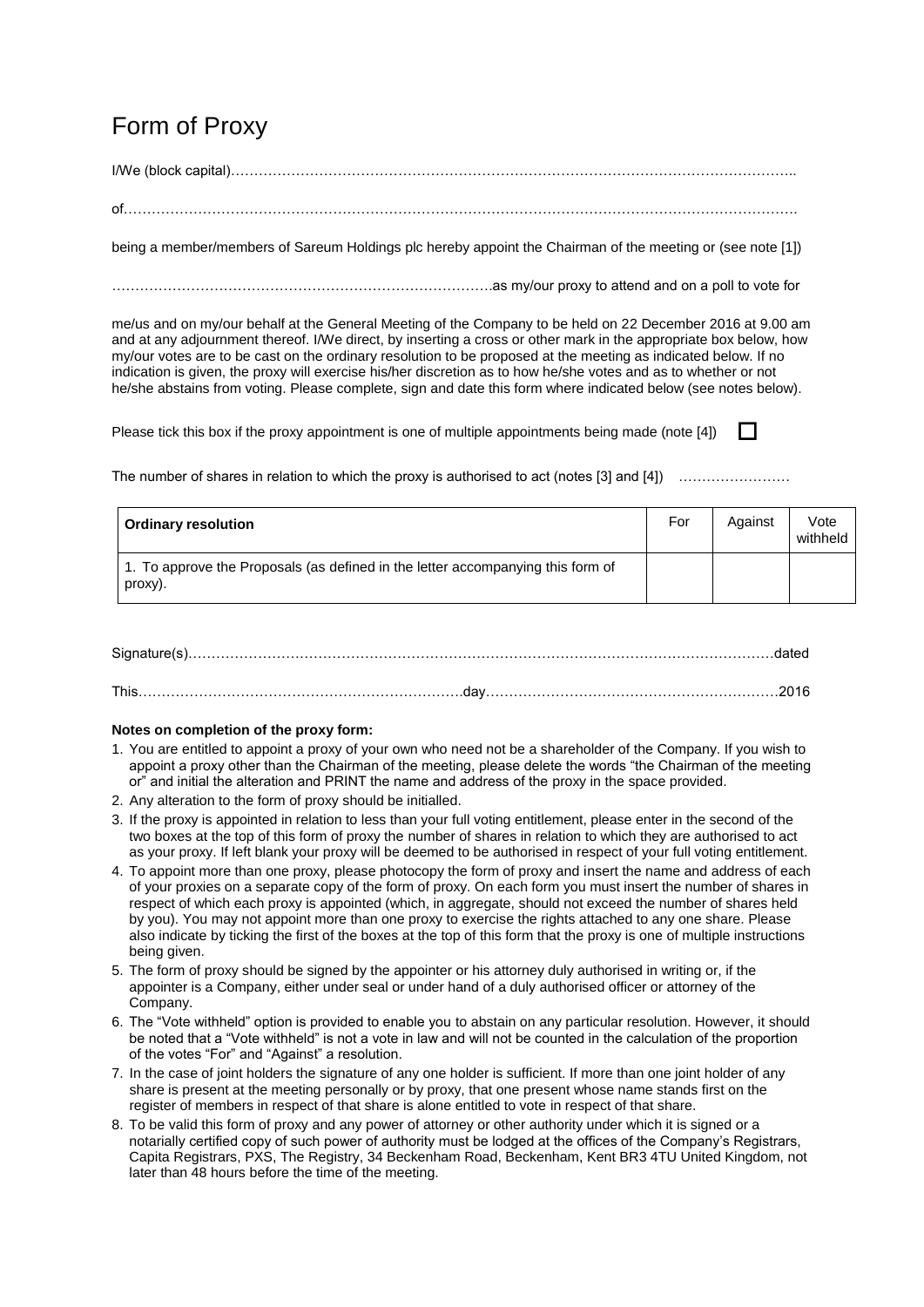# Form of Proxy

I/We (block capital)……………………………………………………………………………………………………………..

of…………………………………………………………………………………………………………………………………

being a member/members of Sareum Holdings plc hereby appoint the Chairman of the meeting or (see note [1])

……………………………………………………………………….as my/our proxy to attend and on a poll to vote for

me/us and on my/our behalf at the General Meeting of the Company to be held on 22 December 2016 at 9.00 am and at any adjournment thereof. I/We direct, by inserting a cross or other mark in the appropriate box below, how my/our votes are to be cast on the ordinary resolution to be proposed at the meeting as indicated below. If no indication is given, the proxy will exercise his/her discretion as to how he/she votes and as to whether or not he/she abstains from voting. Please complete, sign and date this form where indicated below (see notes below).

Please tick this box if the proxy appointment is one of multiple appointments being made (note [4]) ☐

The number of shares in relation to which the proxy is authorised to act (notes [3] and [4]) ……………………

| Ordinary resolution | For | Against | Vote withheld |
|---|---|---|---|
| 1. To approve the Proposals (as defined in the letter accompanying this form of proxy). | | | |

Signature(s)……………………………………………………………………………………………………………dated

This…………………………………………………………….day………………………………………………………2016

**Notes on completion of the proxy form:**

1. You are entitled to appoint a proxy of your own who need not be a shareholder of the Company. If you wish to appoint a proxy other than the Chairman of the meeting, please delete the words "the Chairman of the meeting or" and initial the alteration and PRINT the name and address of the proxy in the space provided.
2. Any alteration to the form of proxy should be initialled.
3. If the proxy is appointed in relation to less than your full voting entitlement, please enter in the second of the two boxes at the top of this form of proxy the number of shares in relation to which they are authorised to act as your proxy. If left blank your proxy will be deemed to be authorised in respect of your full voting entitlement.
4. To appoint more than one proxy, please photocopy the form of proxy and insert the name and address of each of your proxies on a separate copy of the form of proxy. On each form you must insert the number of shares in respect of which each proxy is appointed (which, in aggregate, should not exceed the number of shares held by you). You may not appoint more than one proxy to exercise the rights attached to any one share. Please also indicate by ticking the first of the boxes at the top of this form that the proxy is one of multiple instructions being given.
5. The form of proxy should be signed by the appointer or his attorney duly authorised in writing or, if the appointer is a Company, either under seal or under hand of a duly authorised officer or attorney of the Company.
6. The "Vote withheld" option is provided to enable you to abstain on any particular resolution. However, it should be noted that a "Vote withheld" is not a vote in law and will not be counted in the calculation of the proportion of the votes "For" and "Against" a resolution.
7. In the case of joint holders the signature of any one holder is sufficient. If more than one joint holder of any share is present at the meeting personally or by proxy, that one present whose name stands first on the register of members in respect of that share is alone entitled to vote in respect of that share.
8. To be valid this form of proxy and any power of attorney or other authority under which it is signed or a notarially certified copy of such power of authority must be lodged at the offices of the Company's Registrars, Capita Registrars, PXS, The Registry, 34 Beckenham Road, Beckenham, Kent BR3 4TU United Kingdom, not later than 48 hours before the time of the meeting.